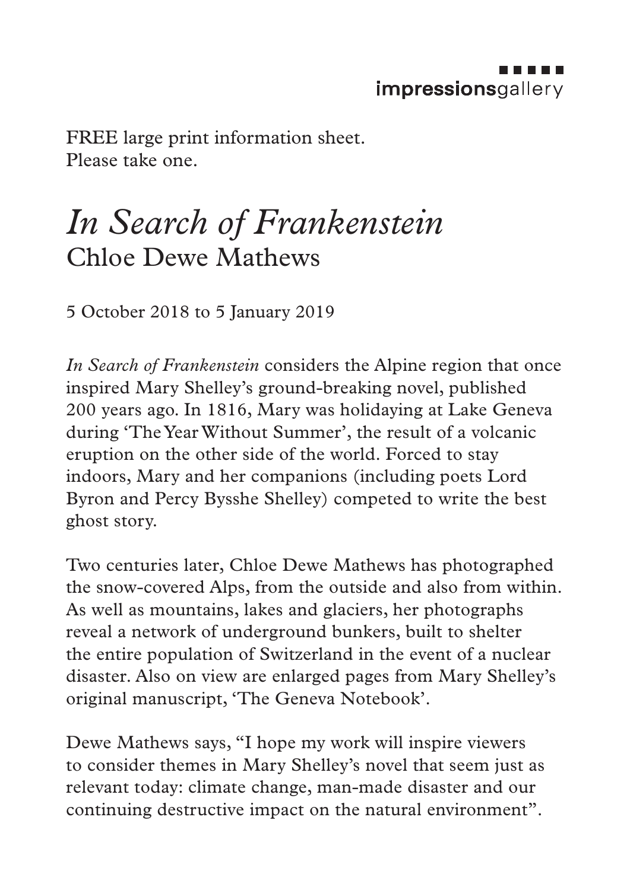impressionsgallery

FREE large print information sheet.
Please take one.

# *In Search of Frankenstein*

## Chloe Dewe Mathews

5 October 2018 to 5 January 2019

*In Search of Frankenstein* considers the Alpine region that once inspired Mary Shelley's ground-breaking novel, published 200 years ago. In 1816, Mary was holidaying at Lake Geneva during 'The Year Without Summer', the result of a volcanic eruption on the other side of the world. Forced to stay indoors, Mary and her companions (including poets Lord Byron and Percy Bysshe Shelley) competed to write the best ghost story.

Two centuries later, Chloe Dewe Mathews has photographed the snow-covered Alps, from the outside and also from within. As well as mountains, lakes and glaciers, her photographs reveal a network of underground bunkers, built to shelter the entire population of Switzerland in the event of a nuclear disaster. Also on view are enlarged pages from Mary Shelley's original manuscript, 'The Geneva Notebook'.

Dewe Mathews says, "I hope my work will inspire viewers to consider themes in Mary Shelley's novel that seem just as relevant today: climate change, man-made disaster and our continuing destructive impact on the natural environment".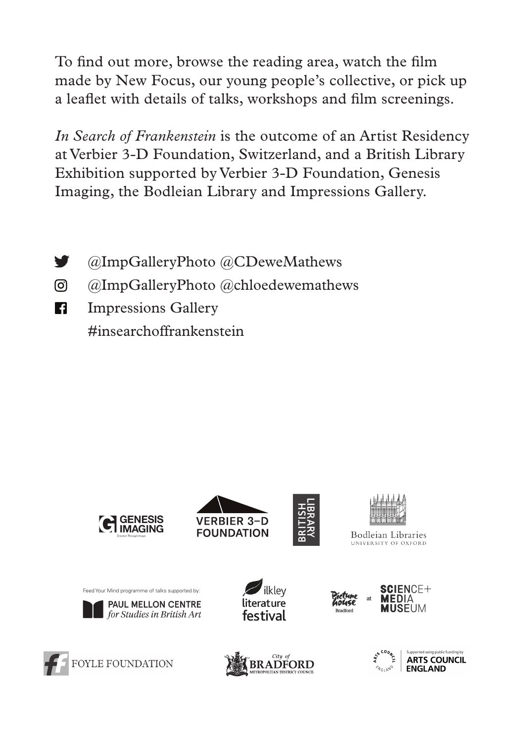To find out more, browse the reading area, watch the film made by New Focus, our young people's collective, or pick up a leaflet with details of talks, workshops and film screenings.

*In Search of Frankenstein* is the outcome of an Artist Residency at Verbier 3-D Foundation, Switzerland, and a British Library Exhibition supported by Verbier 3-D Foundation, Genesis Imaging, the Bodleian Library and Impressions Gallery.

@ImpGalleryPhoto @CDeweMathews
@ImpGalleryPhoto @chloedewemathews
Impressions Gallery
#insearchoffrankenstein

GENESIS IMAGING
Emotion Through Image

VERBIER 3-D FOUNDATION

BRITISH LIBRARY

Bodleian Libraries
UNIVERSITY OF OXFORD

Feed Your Mind programme of talks supported by:
PAUL MELLON CENTRE *for Studies in British Art*

ilkley literature festival

Picture house Bradford at SCIENCE+ MEDIA MUSEUM

FOYLE FOUNDATION

City of BRADFORD
METROPOLITAN DISTRICT COUNCIL

Supported using public funding by
ARTS COUNCIL ENGLAND